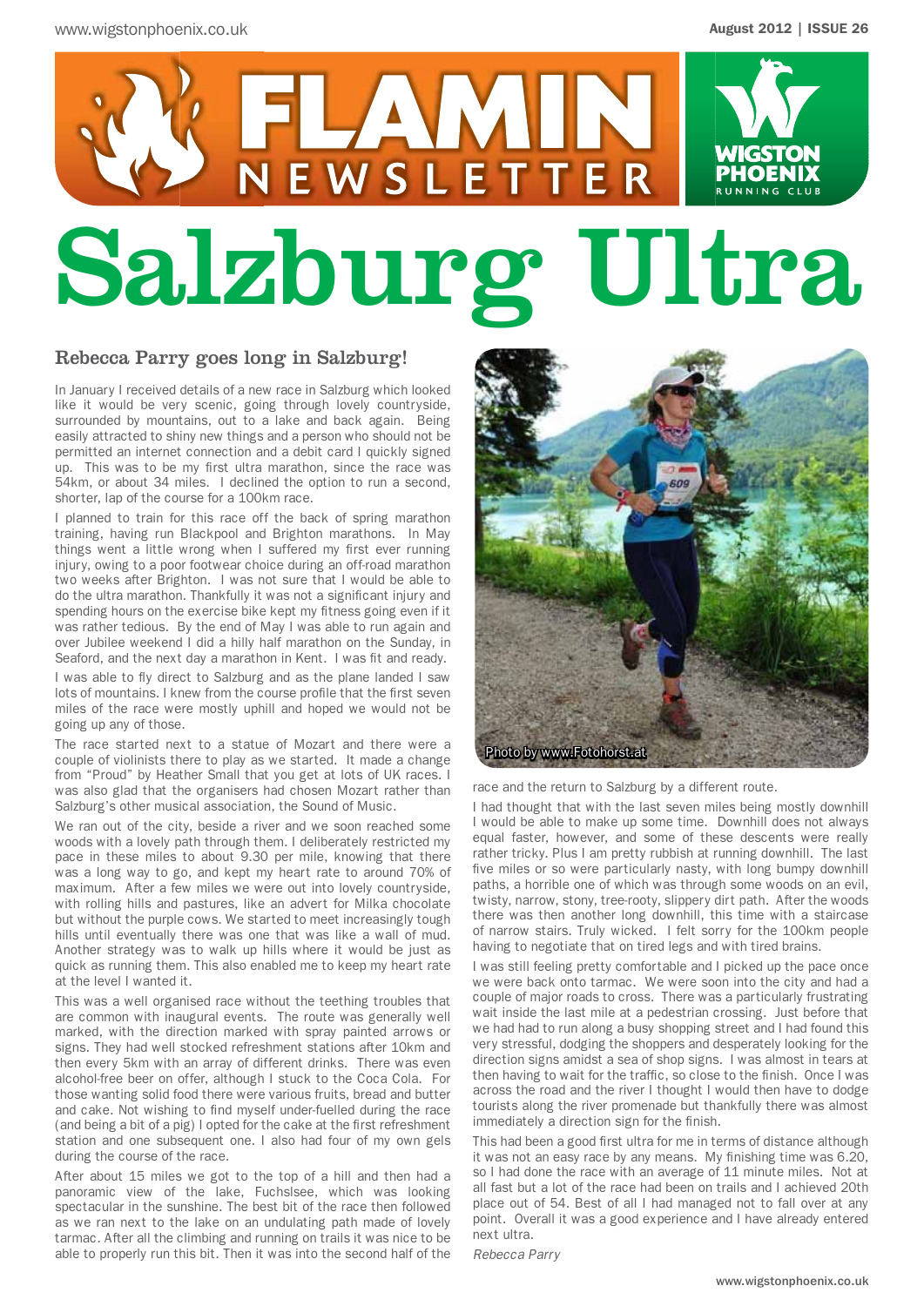# FLAMIN NEWSLETTER

# Salzburg Ultra

## Rebecca Parry goes long in Salzburg!

In January I received details of a new race in Salzburg which looked like it would be very scenic, going through lovely countryside, surrounded by mountains, out to a lake and back again. Being easily attracted to shiny new things and a person who should not be permitted an internet connection and a debit card I quickly signed up. This was to be my first ultra marathon, since the race was 54km, or about 34 miles. I declined the option to run a second, shorter, lap of the course for a 100km race.

I planned to train for this race off the back of spring marathon training, having run Blackpool and Brighton marathons. In May things went a little wrong when I suffered my first ever running injury, owing to a poor footwear choice during an off-road marathon two weeks after Brighton. I was not sure that I would be able to do the ultra marathon. Thankfully it was not a significant injury and spending hours on the exercise bike kept my fitness going even if it was rather tedious. By the end of May I was able to run again and over Jubilee weekend I did a hilly half marathon on the Sunday, in Seaford, and the next day a marathon in Kent. I was fit and ready.

I was able to fly direct to Salzburg and as the plane landed I saw lots of mountains. I knew from the course profile that the first seven miles of the race were mostly uphill and hoped we would not be going up any of those.

The race started next to a statue of Mozart and there were a couple of violinists there to play as we started. It made a change from "Proud" by Heather Small that you get at lots of UK races. I was also glad that the organisers had chosen Mozart rather than Salzburg's other musical association, the Sound of Music.

We ran out of the city, beside a river and we soon reached some woods with a lovely path through them. I deliberately restricted my pace in these miles to about 9.30 per mile, knowing that there was a long way to go, and kept my heart rate to around 70% of maximum. After a few miles we were out into lovely countryside, with rolling hills and pastures, like an advert for Milka chocolate but without the purple cows. We started to meet increasingly tough hills until eventually there was one that was like a wall of mud. Another strategy was to walk up hills where it would be just as quick as running them. This also enabled me to keep my heart rate at the level I wanted it.

This was a well organised race without the teething troubles that are common with inaugural events. The route was generally well marked, with the direction marked with spray painted arrows or signs. They had well stocked refreshment stations after 10km and then every 5km with an array of different drinks. There was even alcohol-free beer on offer, although I stuck to the Coca Cola. For those wanting solid food there were various fruits, bread and butter and cake. Not wishing to find myself under-fuelled during the race (and being a bit of a pig) I opted for the cake at the first refreshment station and one subsequent one. I also had four of my own gels during the course of the race.

After about 15 miles we got to the top of a hill and then had a panoramic view of the lake, Fuchslsee, which was looking spectacular in the sunshine. The best bit of the race then followed as we ran next to the lake on an undulating path made of lovely tarmac. After all the climbing and running on trails it was nice to be able to properly run this bit. Then it was into the second half of the race and the return to Salzburg by a different route.

Photo by www.Fotohorst.at

I had thought that with the last seven miles being mostly downhill I would be able to make up some time. Downhill does not always equal faster, however, and some of these descents were really rather tricky. Plus I am pretty rubbish at running downhill. The last five miles or so were particularly nasty, with long bumpy downhill paths, a horrible one of which was through some woods on an evil, twisty, narrow, stony, tree-rooty, slippery dirt path. After the woods there was then another long downhill, this time with a staircase of narrow stairs. Truly wicked. I felt sorry for the 100km people having to negotiate that on tired legs and with tired brains.

I was still feeling pretty comfortable and I picked up the pace once we were back onto tarmac. We were soon into the city and had a couple of major roads to cross. There was a particularly frustrating wait inside the last mile at a pedestrian crossing. Just before that we had had to run along a busy shopping street and I had found this very stressful, dodging the shoppers and desperately looking for the direction signs amidst a sea of shop signs. I was almost in tears at then having to wait for the traffic, so close to the finish. Once I was across the road and the river I thought I would then have to dodge tourists along the river promenade but thankfully there was almost immediately a direction sign for the finish.

This had been a good first ultra for me in terms of distance although it was not an easy race by any means. My finishing time was 6.20, so I had done the race with an average of 11 minute miles. Not at all fast but a lot of the race had been on trails and I achieved 20th place out of 54. Best of all I had managed not to fall over at any point. Overall it was a good experience and I have already entered next ultra.

*Rebecca Parry*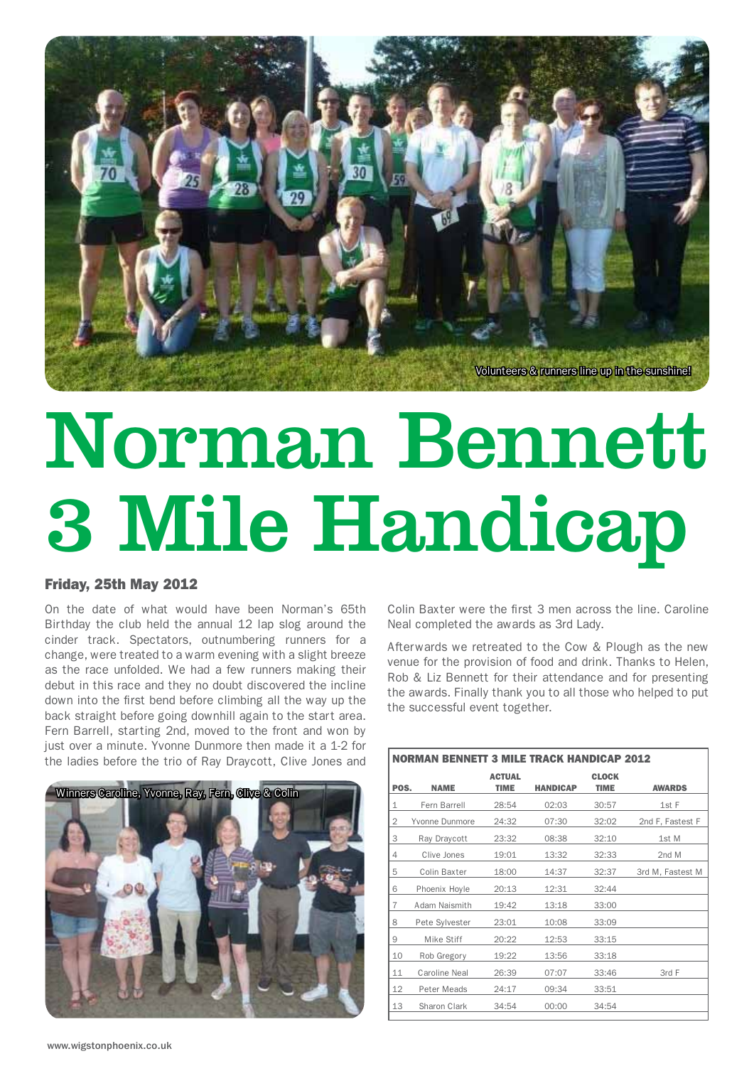Volunteers & runners line up in the sunshine!

# Norman Bennett 3 Mile Handicap

### Friday, 25th May 2012

On the date of what would have been Norman's 65th Birthday the club held the annual 12 lap slog around the cinder track. Spectators, outnumbering runners for a change, were treated to a warm evening with a slight breeze as the race unfolded. We had a few runners making their debut in this race and they no doubt discovered the incline down into the first bend before climbing all the way up the back straight before going downhill again to the start area. Fern Barrell, starting 2nd, moved to the front and won by just over a minute. Yvonne Dunmore then made it a 1-2 for the ladies before the trio of Ray Draycott, Clive Jones and Colin Baxter were the first 3 men across the line. Caroline Neal completed the awards as 3rd Lady.

Afterwards we retreated to the Cow & Plough as the new venue for the provision of food and drink. Thanks to Helen, Rob & Liz Bennett for their attendance and for presenting the awards. Finally thank you to all those who helped to put the successful event together.

Winners Caroline, Yvonne, Ray, Fern, Clive & Colin

**NORMAN BENNETT 3 MILE TRACK HANDICAP 2012**

| POS. | NAME | ACTUAL TIME | HANDICAP | CLOCK TIME | AWARDS |
|---|---|---|---|---|---|
| 1 | Fern Barrell | 28:54 | 02:03 | 30:57 | 1st F |
| 2 | Yvonne Dunmore | 24:32 | 07:30 | 32:02 | 2nd F, Fastest F |
| 3 | Ray Draycott | 23:32 | 08:38 | 32:10 | 1st M |
| 4 | Clive Jones | 19:01 | 13:32 | 32:33 | 2nd M |
| 5 | Colin Baxter | 18:00 | 14:37 | 32:37 | 3rd M, Fastest M |
| 6 | Phoenix Hoyle | 20:13 | 12:31 | 32:44 | |
| 7 | Adam Naismith | 19:42 | 13:18 | 33:00 | |
| 8 | Pete Sylvester | 23:01 | 10:08 | 33:09 | |
| 9 | Mike Stiff | 20:22 | 12:53 | 33:15 | |
| 10 | Rob Gregory | 19:22 | 13:56 | 33:18 | |
| 11 | Caroline Neal | 26:39 | 07:07 | 33:46 | 3rd F |
| 12 | Peter Meads | 24:17 | 09:34 | 33:51 | |
| 13 | Sharon Clark | 34:54 | 00:00 | 34:54 | |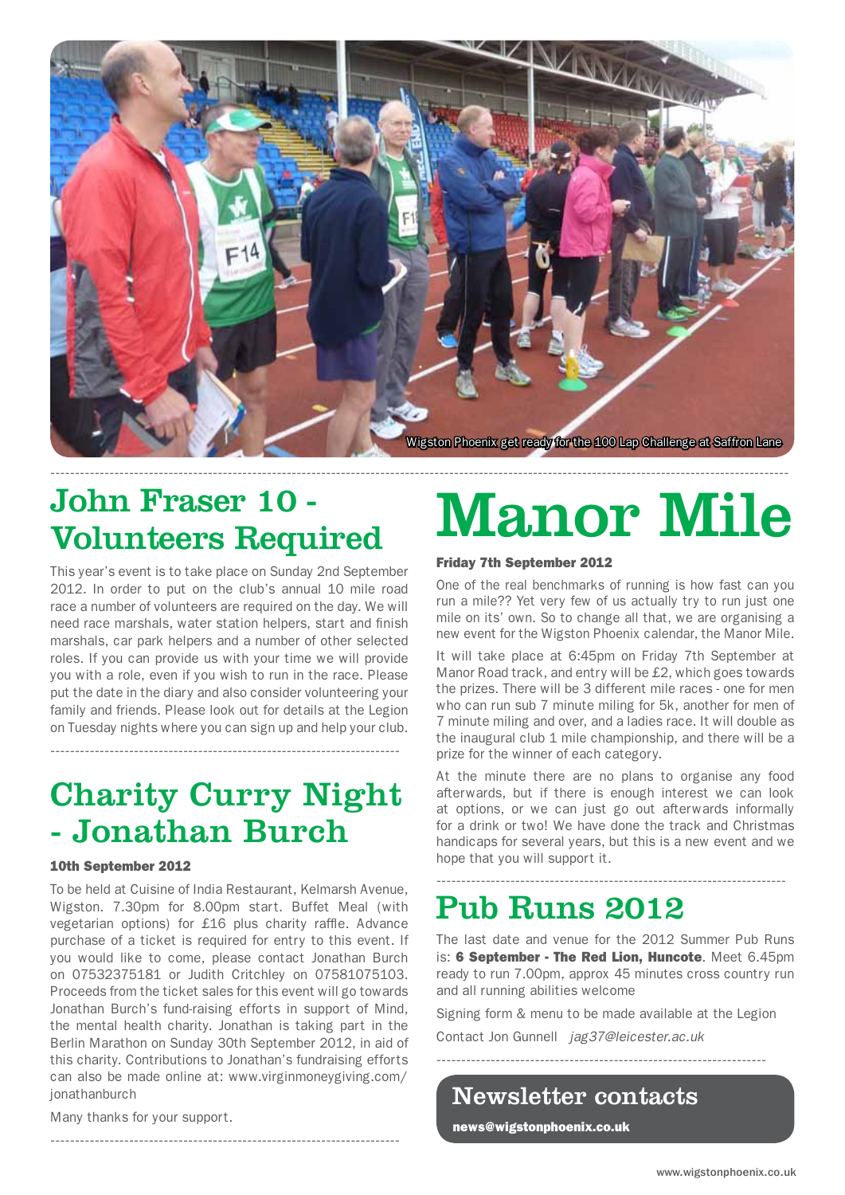Wigston Phoenix get ready for the 100 Lap Challenge at Saffron Lane

## John Fraser 10 - Volunteers Required

This year's event is to take place on Sunday 2nd September 2012. In order to put on the club's annual 10 mile road race a number of volunteers are required on the day. We will need race marshals, water station helpers, start and finish marshals, car park helpers and a number of other selected roles. If you can provide us with your time we will provide you with a role, even if you wish to run in the race. Please put the date in the diary and also consider volunteering your family and friends. Please look out for details at the Legion on Tuesday nights where you can sign up and help your club.

## Charity Curry Night - Jonathan Burch

**10th September 2012**

To be held at Cuisine of India Restaurant, Kelmarsh Avenue, Wigston. 7.30pm for 8.00pm start. Buffet Meal (with vegetarian options) for £16 plus charity raffle. Advance purchase of a ticket is required for entry to this event. If you would like to come, please contact Jonathan Burch on 07532375181 or Judith Critchley on 07581075103. Proceeds from the ticket sales for this event will go towards Jonathan Burch's fund-raising efforts in support of Mind, the mental health charity. Jonathan is taking part in the Berlin Marathon on Sunday 30th September 2012, in aid of this charity. Contributions to Jonathan's fundraising efforts can also be made online at: www.virginmoneygiving.com/jonathanburch

Many thanks for your support.

# Manor Mile

**Friday 7th September 2012**

One of the real benchmarks of running is how fast can you run a mile?? Yet very few of us actually try to run just one mile on its' own. So to change all that, we are organising a new event for the Wigston Phoenix calendar, the Manor Mile.

It will take place at 6:45pm on Friday 7th September at Manor Road track, and entry will be £2, which goes towards the prizes. There will be 3 different mile races - one for men who can run sub 7 minute miling for 5k, another for men of 7 minute miling and over, and a ladies race. It will double as the inaugural club 1 mile championship, and there will be a prize for the winner of each category.

At the minute there are no plans to organise any food afterwards, but if there is enough interest we can look at options, or we can just go out afterwards informally for a drink or two! We have done the track and Christmas handicaps for several years, but this is a new event and we hope that you will support it.

## Pub Runs 2012

The last date and venue for the 2012 Summer Pub Runs is: **6 September - The Red Lion, Huncote**. Meet 6.45pm ready to run 7.00pm, approx 45 minutes cross country run and all running abilities welcome

Signing form & menu to be made available at the Legion

Contact Jon Gunnell *jag37@leicester.ac.uk*

## Newsletter contacts

**news@wigstonphoenix.co.uk**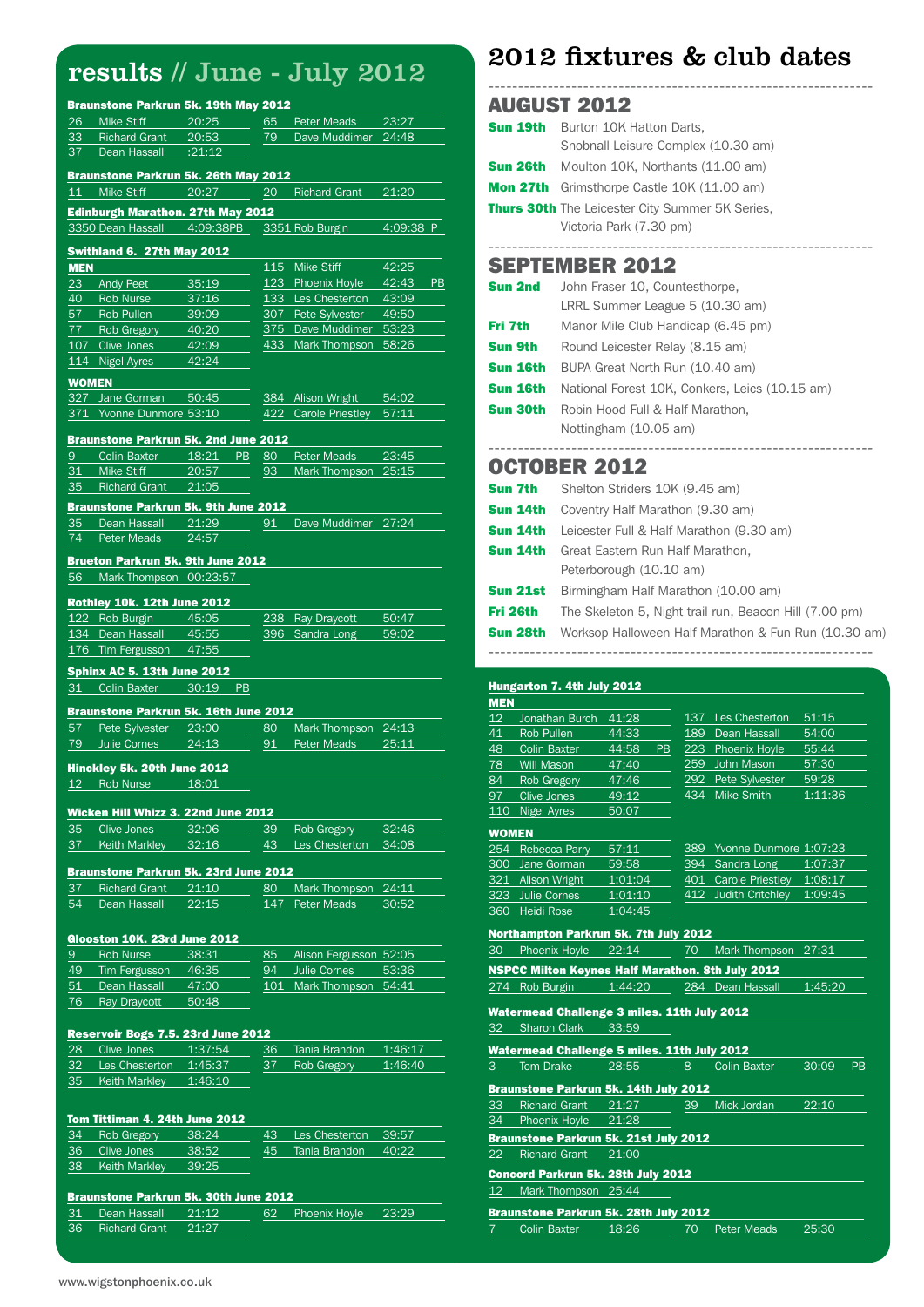# results // June - July 2012

**Braunstone Parkrun 5k. 19th May 2012**

| | | | | | |
|---|---|---|---|---|---|
| 26 | Mike Stiff | 20:25 | 65 | Peter Meads | 23:27 |
| 33 | Richard Grant | 20:53 | 79 | Dave Muddimer | 24:48 |
| 37 | Dean Hassall | :21:12 | | | |

**Braunstone Parkrun 5k. 26th May 2012**

| | | | | | |
|---|---|---|---|---|---|
| 11 | Mike Stiff | 20:27 | 20 | Richard Grant | 21:20 |

**Edinburgh Marathon. 27th May 2012**

| | | | |
|---|---|---|---|
| 3350 Dean Hassall | 4:09:38PB | 3351 Rob Burgin | 4:09:38 P |

**Swithland 6. 27th May 2012**

**MEN**

| | | | | | | | |
|---|---|---|---|---|---|---|---|
| 23 | Andy Peet | 35:19 | | 115 | Mike Stiff | 42:25 | |
| 40 | Rob Nurse | 37:16 | | 123 | Phoenix Hoyle | 42:43 | PB |
| 57 | Rob Pullen | 39:09 | | 133 | Les Chesterton | 43:09 | |
| 77 | Rob Gregory | 40:20 | | 307 | Pete Sylvester | 49:50 | |
| 107 | Clive Jones | 42:09 | | 375 | Dave Muddimer | 53:23 | |
| 114 | Nigel Ayres | 42:24 | | 433 | Mark Thompson | 58:26 | |

**WOMEN**

| | | | | | |
|---|---|---|---|---|---|
| 327 | Jane Gorman | 50:45 | 384 | Alison Wright | 54:02 |
| 371 | Yvonne Dunmore | 53:10 | 422 | Carole Priestley | 57:11 |

**Braunstone Parkrun 5k. 2nd June 2012**

| | | | | | | |
|---|---|---|---|---|---|---|
| 9 | Colin Baxter | 18:21 | PB | 80 | Peter Meads | 23:45 |
| 31 | Mike Stiff | 20:57 | | 93 | Mark Thompson | 25:15 |
| 35 | Richard Grant | 21:05 | | | | |

**Braunstone Parkrun 5k. 9th June 2012**

| | | | | | |
|---|---|---|---|---|---|
| 35 | Dean Hassall | 21:29 | 91 | Dave Muddimer | 27:24 |
| 74 | Peter Meads | 24:57 | | | |

**Brueton Parkrun 5k. 9th June 2012**

| | | |
|---|---|---|
| 56 | Mark Thompson | 00:23:57 |

**Rothley 10k. 12th June 2012**

| | | | | | |
|---|---|---|---|---|---|
| 122 | Rob Burgin | 45:05 | 238 | Ray Draycott | 50:47 |
| 134 | Dean Hassall | 45:55 | 396 | Sandra Long | 59:02 |
| 176 | Tim Fergusson | 47:55 | | | |

**Sphinx AC 5. 13th June 2012**

| | | | |
|---|---|---|---|
| 31 | Colin Baxter | 30:19 | PB |

**Braunstone Parkrun 5k. 16th June 2012**

| | | | | | |
|---|---|---|---|---|---|
| 57 | Pete Sylvester | 23:00 | 80 | Mark Thompson | 24:13 |
| 79 | Julie Cornes | 24:13 | 91 | Peter Meads | 25:11 |

**Hinckley 5k. 20th June 2012**

| | | |
|---|---|---|
| 12 | Rob Nurse | 18:01 |

**Wicken Hill Whizz 3. 22nd June 2012**

| | | | | | |
|---|---|---|---|---|---|
| 35 | Clive Jones | 32:06 | 39 | Rob Gregory | 32:46 |
| 37 | Keith Markley | 32:16 | 43 | Les Chesterton | 34:08 |

**Braunstone Parkrun 5k. 23rd June 2012**

| | | | | | |
|---|---|---|---|---|---|
| 37 | Richard Grant | 21:10 | 80 | Mark Thompson | 24:11 |
| 54 | Dean Hassall | 22:15 | 147 | Peter Meads | 30:52 |

**Glooston 10K. 23rd June 2012**

| | | | | | |
|---|---|---|---|---|---|
| 9 | Rob Nurse | 38:31 | 85 | Alison Fergusson | 52:05 |
| 49 | Tim Fergusson | 46:35 | 94 | Julie Cornes | 53:36 |
| 51 | Dean Hassall | 47:00 | 101 | Mark Thompson | 54:41 |
| 76 | Ray Draycott | 50:48 | | | |

**Reservoir Bogs 7.5. 23rd June 2012**

| | | | | | |
|---|---|---|---|---|---|
| 28 | Clive Jones | 1:37:54 | 36 | Tania Brandon | 1:46:17 |
| 32 | Les Chesterton | 1:45:37 | 37 | Rob Gregory | 1:46:40 |
| 35 | Keith Markley | 1:46:10 | | | |

**Tom Tittiman 4. 24th June 2012**

| | | | | | |
|---|---|---|---|---|---|
| 34 | Rob Gregory | 38:24 | 43 | Les Chesterton | 39:57 |
| 36 | Clive Jones | 38:52 | 45 | Tania Brandon | 40:22 |
| 38 | Keith Markley | 39:25 | | | |

**Braunstone Parkrun 5k. 30th June 2012**

| | | | | | |
|---|---|---|---|---|---|
| 31 | Dean Hassall | 21:12 | 62 | Phoenix Hoyle | 23:29 |
| 36 | Richard Grant | 21:27 | | | |

**Hungarton 7. 4th July 2012**

**MEN**

| | | | | | | | |
|---|---|---|---|---|---|---|---|
| 12 | Jonathan Burch | 41:28 | | 137 | Les Chesterton | 51:15 | |
| 41 | Rob Pullen | 44:33 | | 189 | Dean Hassall | 54:00 | |
| 48 | Colin Baxter | 44:58 | PB | 223 | Phoenix Hoyle | 55:44 | |
| 78 | Will Mason | 47:40 | | 259 | John Mason | 57:30 | |
| 84 | Rob Gregory | 47:46 | | 292 | Pete Sylvester | 59:28 | |
| 97 | Clive Jones | 49:12 | | 434 | Mike Smith | 1:11:36 | |
| 110 | Nigel Ayres | 50:07 | | | | | |

**WOMEN**

| | | | | | |
|---|---|---|---|---|---|
| 254 | Rebecca Parry | 57:11 | 389 | Yvonne Dunmore | 1:07:23 |
| 300 | Jane Gorman | 59:58 | 394 | Sandra Long | 1:07:37 |
| 321 | Alison Wright | 1:01:04 | 401 | Carole Priestley | 1:08:17 |
| 323 | Julie Cornes | 1:01:10 | 412 | Judith Critchley | 1:09:45 |
| 360 | Heidi Rose | 1:04:45 | | | |

**Northampton Parkrun 5k. 7th July 2012**

| | | | | | |
|---|---|---|---|---|---|
| 30 | Phoenix Hoyle | 22:14 | 70 | Mark Thompson | 27:31 |

**NSPCC Milton Keynes Half Marathon. 8th July 2012**

| | | | | | |
|---|---|---|---|---|---|
| 274 | Rob Burgin | 1:44:20 | 284 | Dean Hassall | 1:45:20 |

**Watermead Challenge 3 miles. 11th July 2012**

| | | |
|---|---|---|
| 32 | Sharon Clark | 33:59 |

**Watermead Challenge 5 miles. 11th July 2012**

| | | | | | | |
|---|---|---|---|---|---|---|
| 3 | Tom Drake | 28:55 | 8 | Colin Baxter | 30:09 | PB |

**Braunstone Parkrun 5k. 14th July 2012**

| | | | | | |
|---|---|---|---|---|---|
| 33 | Richard Grant | 21:27 | 39 | Mick Jordan | 22:10 |
| 34 | Phoenix Hoyle | 21:28 | | | |

**Braunstone Parkrun 5k. 21st July 2012**

| | | |
|---|---|---|
| 22 | Richard Grant | 21:00 |

**Concord Parkrun 5k. 28th July 2012**

| | | |
|---|---|---|
| 12 | Mark Thompson | 25:44 |

**Braunstone Parkrun 5k. 28th July 2012**

| | | | | | |
|---|---|---|---|---|---|
| 7 | Colin Baxter | 18:26 | 70 | Peter Meads | 25:30 |

# 2012 fixtures & club dates

## AUGUST 2012

**Sun 19th** Burton 10K Hatton Darts, Snobnall Leisure Complex (10.30 am)

**Sun 26th** Moulton 10K, Northants (11.00 am)

**Mon 27th** Grimsthorpe Castle 10K (11.00 am)

**Thurs 30th** The Leicester City Summer 5K Series, Victoria Park (7.30 pm)

## SEPTEMBER 2012

**Sun 2nd** John Fraser 10, Countesthorpe, LRRL Summer League 5 (10.30 am)

**Fri 7th** Manor Mile Club Handicap (6.45 pm)

**Sun 9th** Round Leicester Relay (8.15 am)

**Sun 16th** BUPA Great North Run (10.40 am)

**Sun 16th** National Forest 10K, Conkers, Leics (10.15 am)

**Sun 30th** Robin Hood Full & Half Marathon, Nottingham (10.05 am)

## OCTOBER 2012

**Sun 7th** Shelton Striders 10K (9.45 am)

**Sun 14th** Coventry Half Marathon (9.30 am)

**Sun 14th** Leicester Full & Half Marathon (9.30 am)

**Sun 14th** Great Eastern Run Half Marathon, Peterborough (10.10 am)

**Sun 21st** Birmingham Half Marathon (10.00 am)

**Fri 26th** The Skeleton 5, Night trail run, Beacon Hill (7.00 pm)

**Sun 28th** Worksop Halloween Half Marathon & Fun Run (10.30 am)

www.wigstonphoenix.co.uk